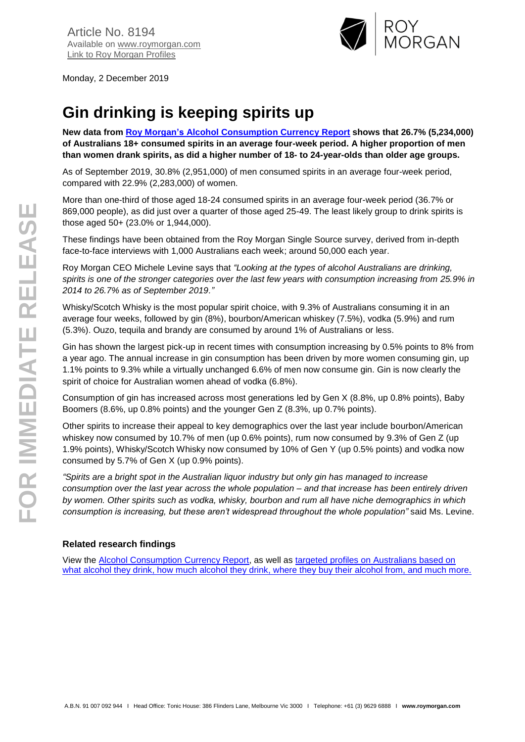Article No. 8194
Available on www.roymorgan.com
Link to Roy Morgan Profiles

Monday, 2 December 2019

# Gin drinking is keeping spirits up

**New data from Roy Morgan's Alcohol Consumption Currency Report shows that 26.7% (5,234,000) of Australians 18+ consumed spirits in an average four-week period. A higher proportion of men than women drank spirits, as did a higher number of 18- to 24-year-olds than older age groups.**

As of September 2019, 30.8% (2,951,000) of men consumed spirits in an average four-week period, compared with 22.9% (2,283,000) of women.

More than one-third of those aged 18-24 consumed spirits in an average four-week period (36.7% or 869,000 people), as did just over a quarter of those aged 25-49. The least likely group to drink spirits is those aged 50+ (23.0% or 1,944,000).

These findings have been obtained from the Roy Morgan Single Source survey, derived from in-depth face-to-face interviews with 1,000 Australians each week; around 50,000 each year.

Roy Morgan CEO Michele Levine says that *"Looking at the types of alcohol Australians are drinking, spirits is one of the stronger categories over the last few years with consumption increasing from 25.9% in 2014 to 26.7% as of September 2019."*

Whisky/Scotch Whisky is the most popular spirit choice, with 9.3% of Australians consuming it in an average four weeks, followed by gin (8%), bourbon/American whiskey (7.5%), vodka (5.9%) and rum (5.3%). Ouzo, tequila and brandy are consumed by around 1% of Australians or less.

Gin has shown the largest pick-up in recent times with consumption increasing by 0.5% points to 8% from a year ago. The annual increase in gin consumption has been driven by more women consuming gin, up 1.1% points to 9.3% while a virtually unchanged 6.6% of men now consume gin. Gin is now clearly the spirit of choice for Australian women ahead of vodka (6.8%).

Consumption of gin has increased across most generations led by Gen X (8.8%, up 0.8% points), Baby Boomers (8.6%, up 0.8% points) and the younger Gen Z (8.3%, up 0.7% points).

Other spirits to increase their appeal to key demographics over the last year include bourbon/American whiskey now consumed by 10.7% of men (up 0.6% points), rum now consumed by 9.3% of Gen Z (up 1.9% points), Whisky/Scotch Whisky now consumed by 10% of Gen Y (up 0.5% points) and vodka now consumed by 5.7% of Gen X (up 0.9% points).

*"Spirits are a bright spot in the Australian liquor industry but only gin has managed to increase consumption over the last year across the whole population – and that increase has been entirely driven by women. Other spirits such as vodka, whisky, bourbon and rum all have niche demographics in which consumption is increasing, but these aren't widespread throughout the whole population"* said Ms. Levine.

### Related research findings

View the Alcohol Consumption Currency Report, as well as targeted profiles on Australians based on what alcohol they drink, how much alcohol they drink, where they buy their alcohol from, and much more.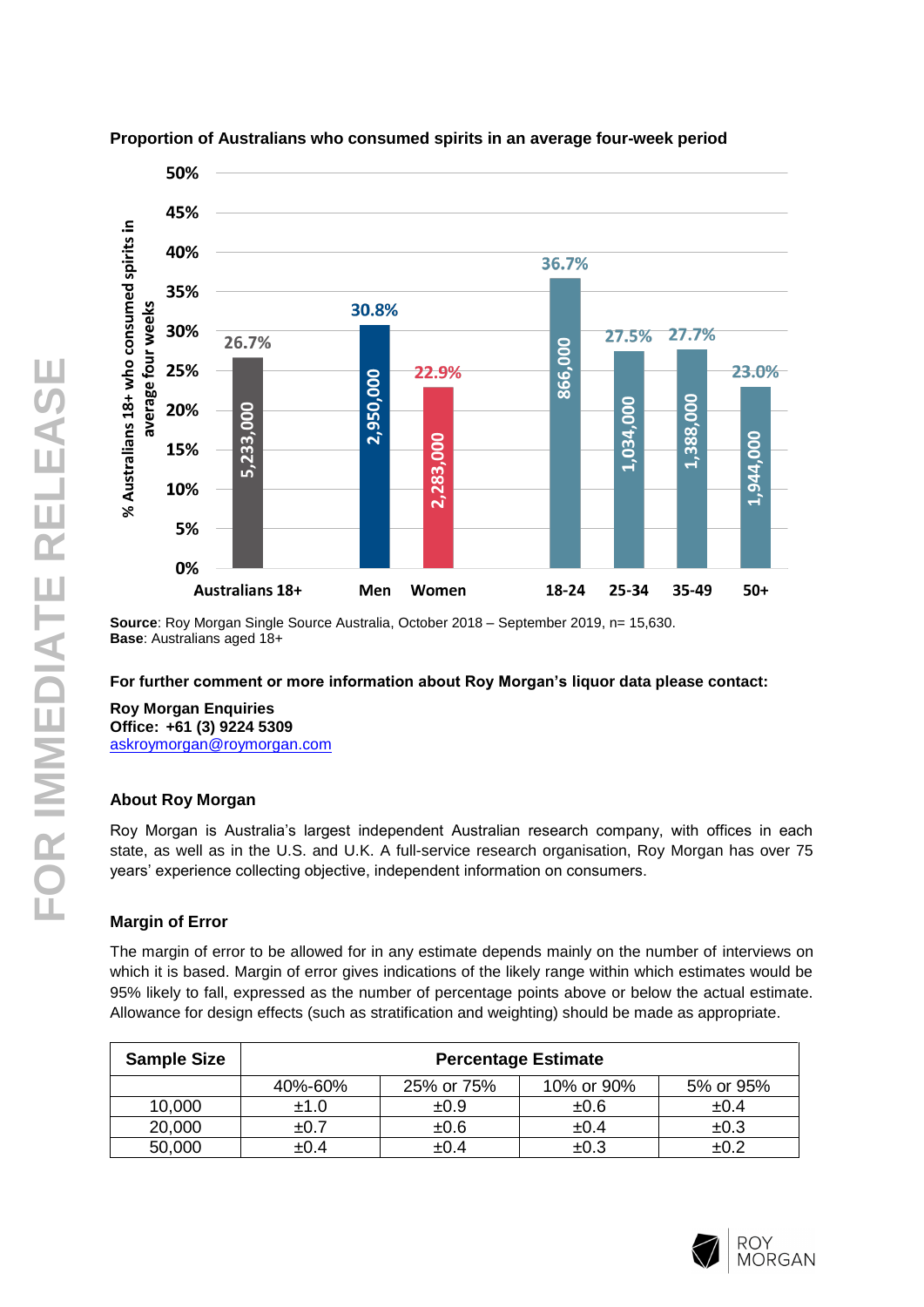**Proportion of Australians who consumed spirits in an average four-week period**

% Australians 18+ who consumed spirits in average four weeks

50%
45%
40%
35%
30%
25%
20%
15%
10%
5%
0%

Australians 18+: 26.7% 5,233,000
Men: 30.8% 2,950,000
Women: 22.9% 2,283,000
18-24: 36.7% 866,000
25-34: 27.5% 1,034,000
35-49: 27.7% 1,388,000
50+: 23.0% 1,944,000

**Source**: Roy Morgan Single Source Australia, October 2018 – September 2019, n= 15,630.
**Base**: Australians aged 18+

**For further comment or more information about Roy Morgan's liquor data please contact:**

**Roy Morgan Enquiries**
**Office: +61 (3) 9224 5309**
askroymorgan@roymorgan.com

### About Roy Morgan

Roy Morgan is Australia's largest independent Australian research company, with offices in each state, as well as in the U.S. and U.K. A full-service research organisation, Roy Morgan has over 75 years' experience collecting objective, independent information on consumers.

### Margin of Error

The margin of error to be allowed for in any estimate depends mainly on the number of interviews on which it is based. Margin of error gives indications of the likely range within which estimates would be 95% likely to fall, expressed as the number of percentage points above or below the actual estimate. Allowance for design effects (such as stratification and weighting) should be made as appropriate.

| Sample Size | Percentage Estimate | | | |
|---|---|---|---|---|
| | 40%-60% | 25% or 75% | 10% or 90% | 5% or 95% |
| 10,000 | ±1.0 | ±0.9 | ±0.6 | ±0.4 |
| 20,000 | ±0.7 | ±0.6 | ±0.4 | ±0.3 |
| 50,000 | ±0.4 | ±0.4 | ±0.3 | ±0.2 |